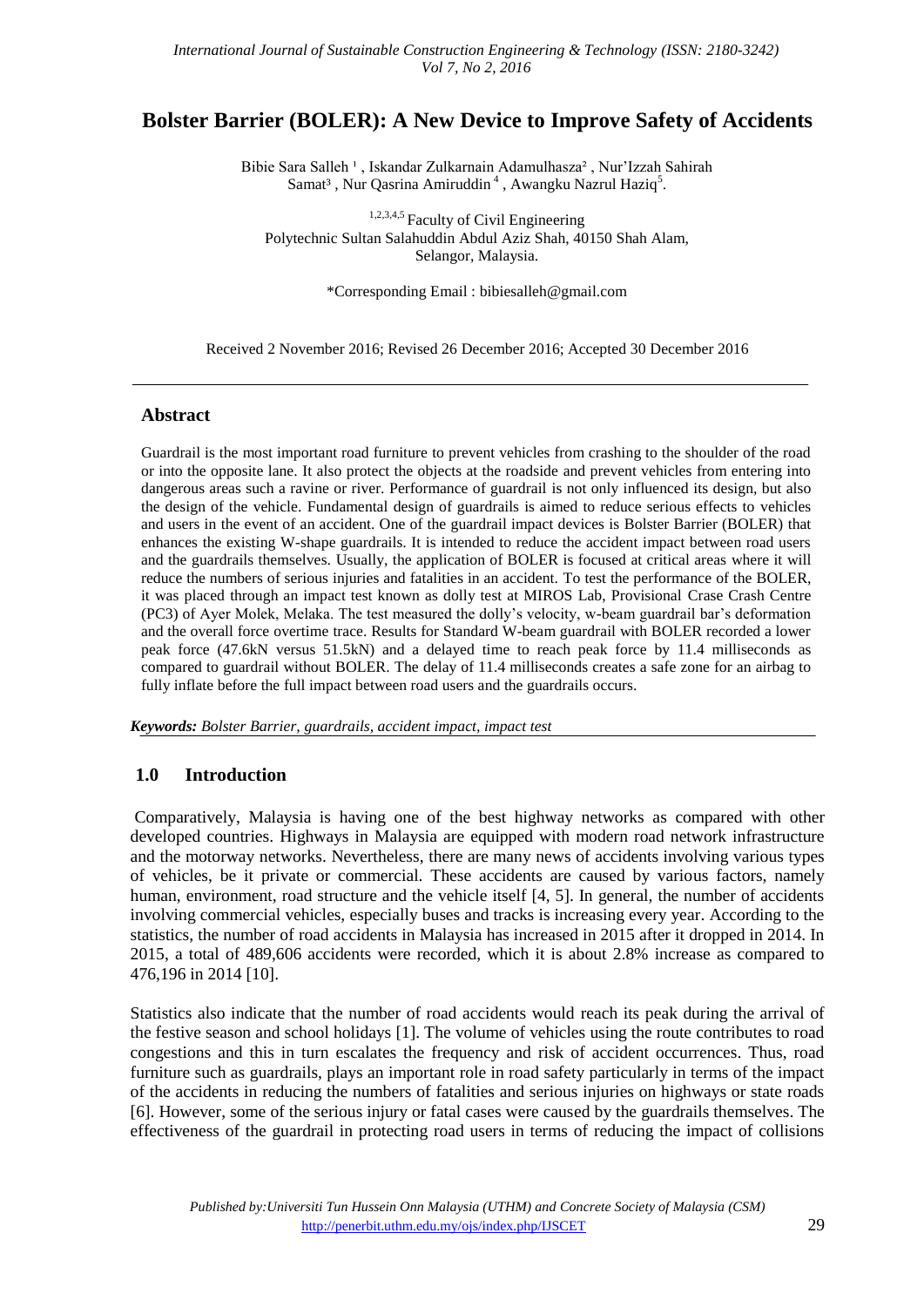# Bolster Barrier (BOLER): A New Device to Improve Safety of Accidents

Bibie Sara Salleh [1], Iskandar Zulkarnain Adamulhasza[2], Nur'Izzah Sahirah Samat[3], Nur Qasrina Amiruddin [4], Awangku Nazrul Haziq[5].

[1,2,3,4,5] Faculty of Civil Engineering
Polytechnic Sultan Salahuddin Abdul Aziz Shah, 40150 Shah Alam, Selangor, Malaysia.

*Corresponding Email : bibiesalleh@gmail.com

Received 2 November 2016; Revised 26 December 2016; Accepted 30 December 2016

## Abstract

Guardrail is the most important road furniture to prevent vehicles from crashing to the shoulder of the road or into the opposite lane. It also protect the objects at the roadside and prevent vehicles from entering into dangerous areas such a ravine or river. Performance of guardrail is not only influenced its design, but also the design of the vehicle. Fundamental design of guardrails is aimed to reduce serious effects to vehicles and users in the event of an accident. One of the guardrail impact devices is Bolster Barrier (BOLER) that enhances the existing W-shape guardrails. It is intended to reduce the accident impact between road users and the guardrails themselves. Usually, the application of BOLER is focused at critical areas where it will reduce the numbers of serious injuries and fatalities in an accident. To test the performance of the BOLER, it was placed through an impact test known as dolly test at MIROS Lab, Provisional Crase Crash Centre (PC3) of Ayer Molek, Melaka. The test measured the dolly's velocity, w-beam guardrail bar's deformation and the overall force overtime trace. Results for Standard W-beam guardrail with BOLER recorded a lower peak force (47.6kN versus 51.5kN) and a delayed time to reach peak force by 11.4 milliseconds as compared to guardrail without BOLER. The delay of 11.4 milliseconds creates a safe zone for an airbag to fully inflate before the full impact between road users and the guardrails occurs.

***Keywords:*** *Bolster Barrier, guardrails, accident impact, impact test*

## 1.0 Introduction

Comparatively, Malaysia is having one of the best highway networks as compared with other developed countries. Highways in Malaysia are equipped with modern road network infrastructure and the motorway networks. Nevertheless, there are many news of accidents involving various types of vehicles, be it private or commercial. These accidents are caused by various factors, namely human, environment, road structure and the vehicle itself [4, 5]. In general, the number of accidents involving commercial vehicles, especially buses and tracks is increasing every year. According to the statistics, the number of road accidents in Malaysia has increased in 2015 after it dropped in 2014. In 2015, a total of 489,606 accidents were recorded, which it is about 2.8% increase as compared to 476,196 in 2014 [10].

Statistics also indicate that the number of road accidents would reach its peak during the arrival of the festive season and school holidays [1]. The volume of vehicles using the route contributes to road congestions and this in turn escalates the frequency and risk of accident occurrences. Thus, road furniture such as guardrails, plays an important role in road safety particularly in terms of the impact of the accidents in reducing the numbers of fatalities and serious injuries on highways or state roads [6]. However, some of the serious injury or fatal cases were caused by the guardrails themselves. The effectiveness of the guardrail in protecting road users in terms of reducing the impact of collisions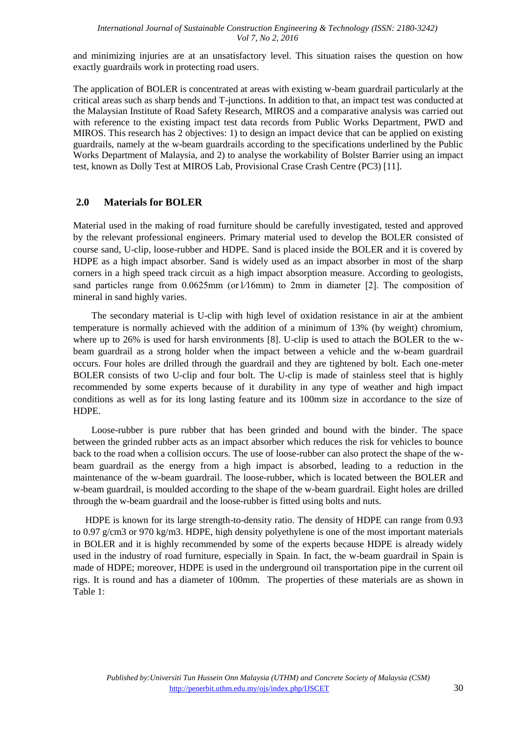and minimizing injuries are at an unsatisfactory level. This situation raises the question on how exactly guardrails work in protecting road users.

The application of BOLER is concentrated at areas with existing w-beam guardrail particularly at the critical areas such as sharp bends and T-junctions. In addition to that, an impact test was conducted at the Malaysian Institute of Road Safety Research, MIROS and a comparative analysis was carried out with reference to the existing impact test data records from Public Works Department, PWD and MIROS. This research has 2 objectives: 1) to design an impact device that can be applied on existing guardrails, namely at the w-beam guardrails according to the specifications underlined by the Public Works Department of Malaysia, and 2) to analyse the workability of Bolster Barrier using an impact test, known as Dolly Test at MIROS Lab, Provisional Crase Crash Centre (PC3) [11].

## 2.0 Materials for BOLER

Material used in the making of road furniture should be carefully investigated, tested and approved by the relevant professional engineers. Primary material used to develop the BOLER consisted of course sand, U-clip, loose-rubber and HDPE. Sand is placed inside the BOLER and it is covered by HDPE as a high impact absorber. Sand is widely used as an impact absorber in most of the sharp corners in a high speed track circuit as a high impact absorption measure. According to geologists, sand particles range from 0.0625mm (or 1⁄16mm) to 2mm in diameter [2]. The composition of mineral in sand highly varies.

The secondary material is U-clip with high level of oxidation resistance in air at the ambient temperature is normally achieved with the addition of a minimum of 13% (by weight) chromium, where up to 26% is used for harsh environments [8]. U-clip is used to attach the BOLER to the w-beam guardrail as a strong holder when the impact between a vehicle and the w-beam guardrail occurs. Four holes are drilled through the guardrail and they are tightened by bolt. Each one-meter BOLER consists of two U-clip and four bolt. The U-clip is made of stainless steel that is highly recommended by some experts because of it durability in any type of weather and high impact conditions as well as for its long lasting feature and its 100mm size in accordance to the size of HDPE.

Loose-rubber is pure rubber that has been grinded and bound with the binder. The space between the grinded rubber acts as an impact absorber which reduces the risk for vehicles to bounce back to the road when a collision occurs. The use of loose-rubber can also protect the shape of the w-beam guardrail as the energy from a high impact is absorbed, leading to a reduction in the maintenance of the w-beam guardrail. The loose-rubber, which is located between the BOLER and w-beam guardrail, is moulded according to the shape of the w-beam guardrail. Eight holes are drilled through the w-beam guardrail and the loose-rubber is fitted using bolts and nuts.

HDPE is known for its large strength-to-density ratio. The density of HDPE can range from 0.93 to 0.97 g/cm3 or 970 kg/m3. HDPE, high density polyethylene is one of the most important materials in BOLER and it is highly recommended by some of the experts because HDPE is already widely used in the industry of road furniture, especially in Spain. In fact, the w-beam guardrail in Spain is made of HDPE; moreover, HDPE is used in the underground oil transportation pipe in the current oil rigs. It is round and has a diameter of 100mm. The properties of these materials are as shown in Table 1: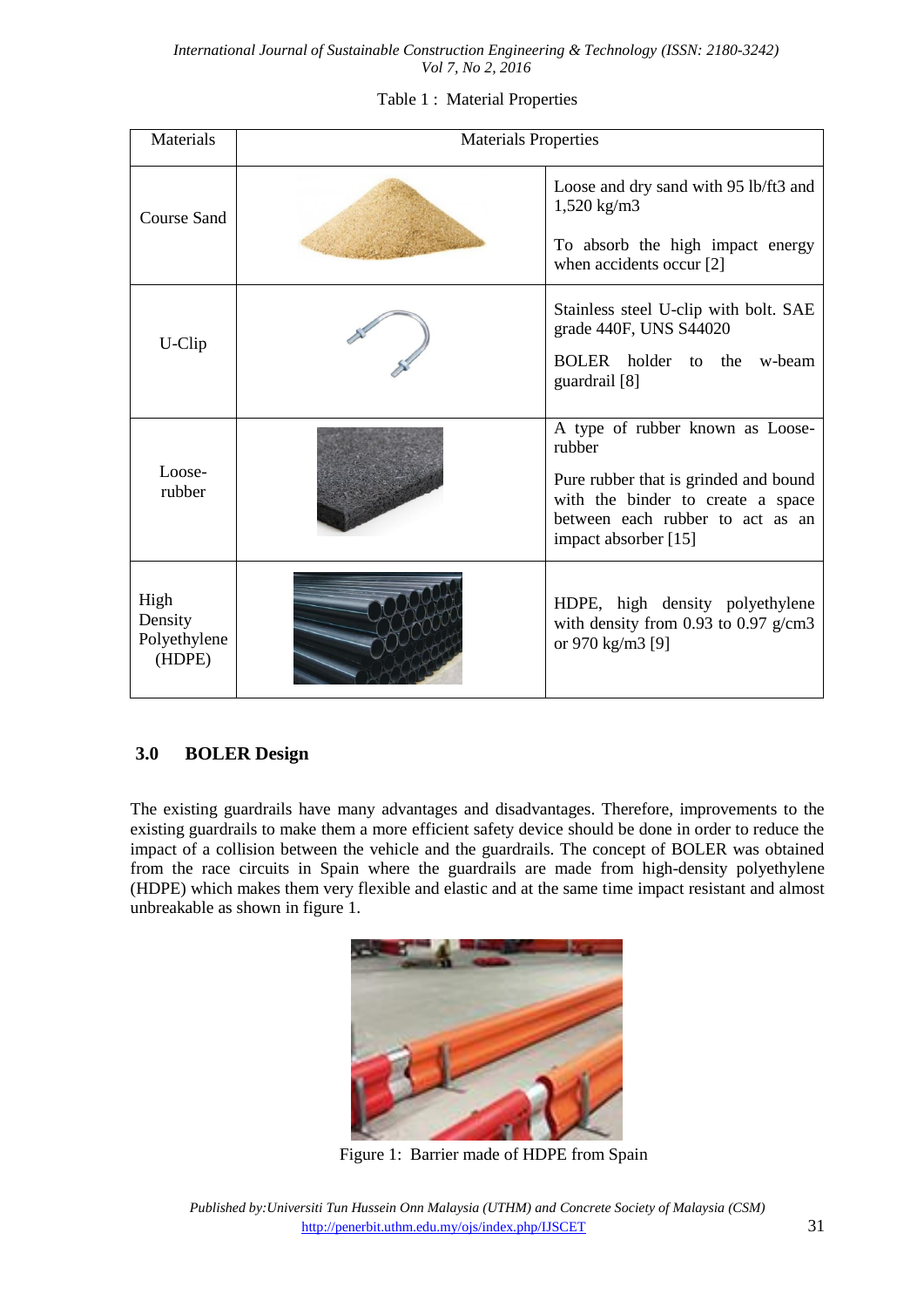Table 1 : Material Properties

| Materials | Materials Properties | |
|---|---|---|
| Course Sand | | Loose and dry sand with 95 lb/ft3 and 1,520 kg/m3<br><br>To absorb the high impact energy when accidents occur [2] |
| U-Clip | | Stainless steel U-clip with bolt. SAE grade 440F, UNS S44020<br><br>BOLER holder to the w-beam guardrail [8] |
| Loose-rubber | | A type of rubber known as Loose-rubber<br><br>Pure rubber that is grinded and bound with the binder to create a space between each rubber to act as an impact absorber [15] |
| High Density Polyethylene (HDPE) | | HDPE, high density polyethylene with density from 0.93 to 0.97 g/cm3 or 970 kg/m3 [9] |

## 3.0 BOLER Design

The existing guardrails have many advantages and disadvantages. Therefore, improvements to the existing guardrails to make them a more efficient safety device should be done in order to reduce the impact of a collision between the vehicle and the guardrails. The concept of BOLER was obtained from the race circuits in Spain where the guardrails are made from high-density polyethylene (HDPE) which makes them very flexible and elastic and at the same time impact resistant and almost unbreakable as shown in figure 1.

Figure 1: Barrier made of HDPE from Spain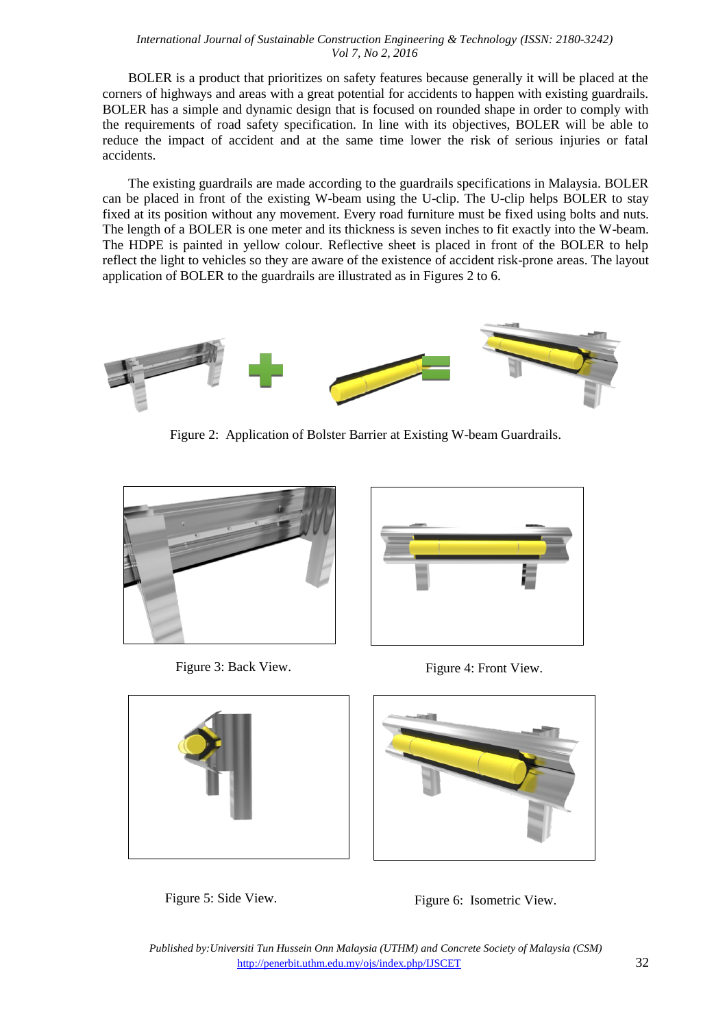BOLER is a product that prioritizes on safety features because generally it will be placed at the corners of highways and areas with a great potential for accidents to happen with existing guardrails. BOLER has a simple and dynamic design that is focused on rounded shape in order to comply with the requirements of road safety specification. In line with its objectives, BOLER will be able to reduce the impact of accident and at the same time lower the risk of serious injuries or fatal accidents.

The existing guardrails are made according to the guardrails specifications in Malaysia. BOLER can be placed in front of the existing W-beam using the U-clip. The U-clip helps BOLER to stay fixed at its position without any movement. Every road furniture must be fixed using bolts and nuts. The length of a BOLER is one meter and its thickness is seven inches to fit exactly into the W-beam. The HDPE is painted in yellow colour. Reflective sheet is placed in front of the BOLER to help reflect the light to vehicles so they are aware of the existence of accident risk-prone areas. The layout application of BOLER to the guardrails are illustrated as in Figures 2 to 6.

Figure 2: Application of Bolster Barrier at Existing W-beam Guardrails.

Figure 3: Back View.

Figure 4: Front View.

Figure 5: Side View.

Figure 6: Isometric View.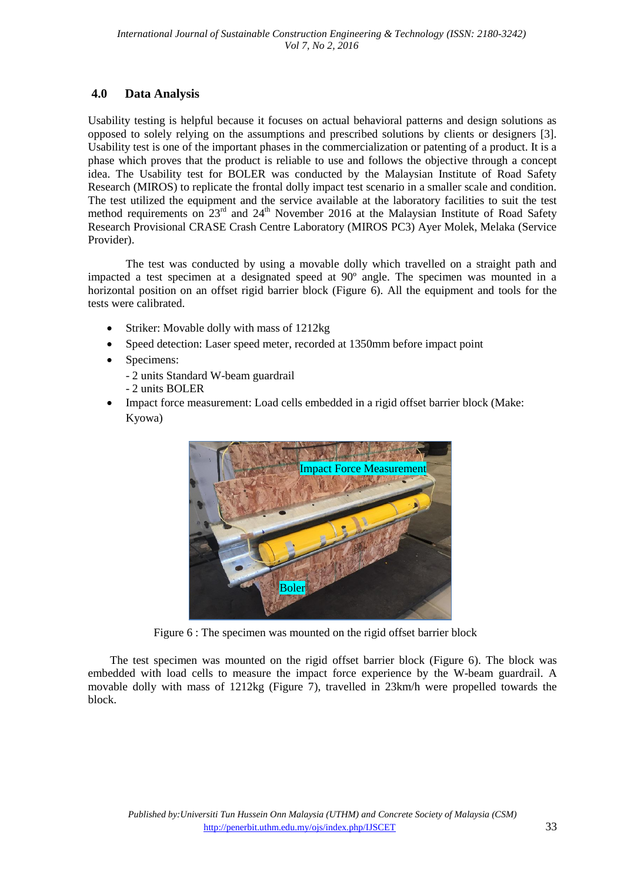## 4.0 Data Analysis

Usability testing is helpful because it focuses on actual behavioral patterns and design solutions as opposed to solely relying on the assumptions and prescribed solutions by clients or designers [3]. Usability test is one of the important phases in the commercialization or patenting of a product. It is a phase which proves that the product is reliable to use and follows the objective through a concept idea. The Usability test for BOLER was conducted by the Malaysian Institute of Road Safety Research (MIROS) to replicate the frontal dolly impact test scenario in a smaller scale and condition. The test utilized the equipment and the service available at the laboratory facilities to suit the test method requirements on 23rd and 24th November 2016 at the Malaysian Institute of Road Safety Research Provisional CRASE Crash Centre Laboratory (MIROS PC3) Ayer Molek, Melaka (Service Provider).

The test was conducted by using a movable dolly which travelled on a straight path and impacted a test specimen at a designated speed at 90º angle. The specimen was mounted in a horizontal position on an offset rigid barrier block (Figure 6). All the equipment and tools for the tests were calibrated.

- Striker: Movable dolly with mass of 1212kg
- Speed detection: Laser speed meter, recorded at 1350mm before impact point
- Specimens:
  - 2 units Standard W-beam guardrail
  - 2 units BOLER
- Impact force measurement: Load cells embedded in a rigid offset barrier block (Make: Kyowa)

Impact Force Measurement

Boler

Figure 6 : The specimen was mounted on the rigid offset barrier block

The test specimen was mounted on the rigid offset barrier block (Figure 6). The block was embedded with load cells to measure the impact force experience by the W-beam guardrail. A movable dolly with mass of 1212kg (Figure 7), travelled in 23km/h were propelled towards the block.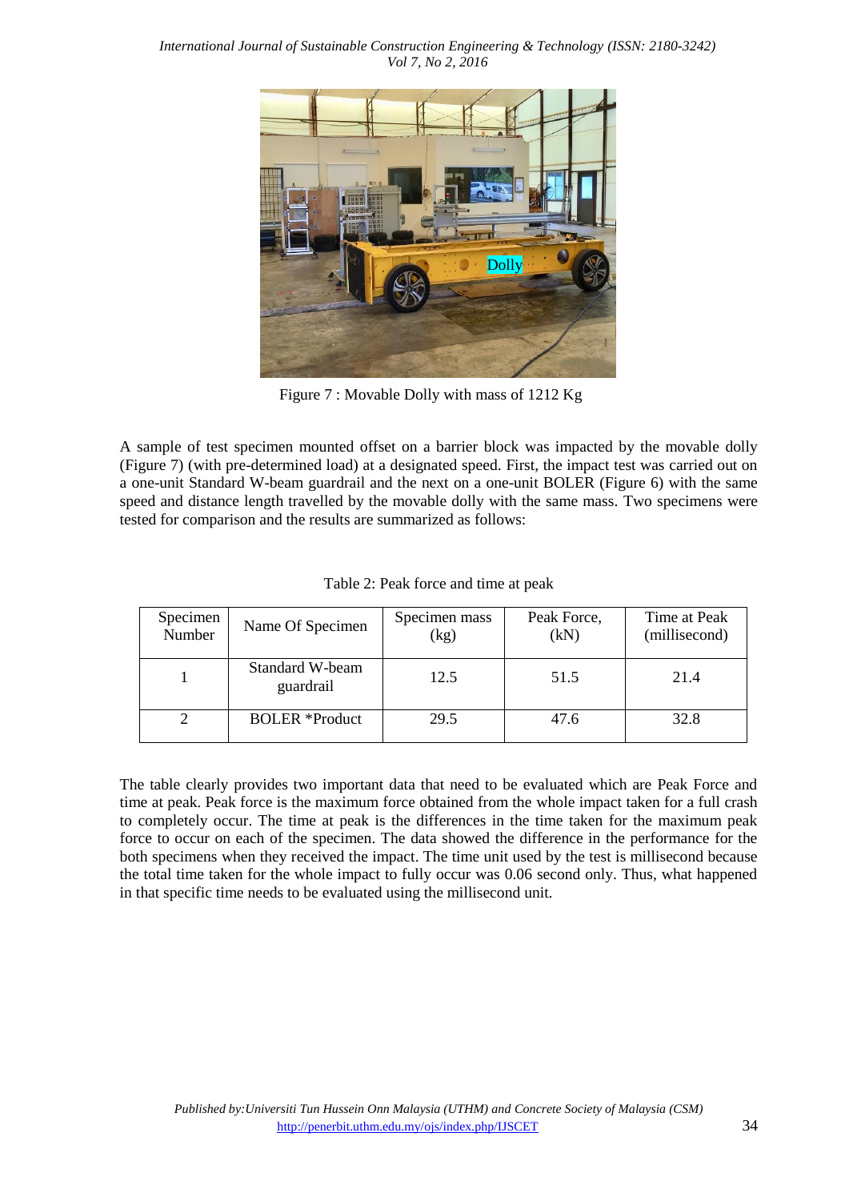Figure 7 : Movable Dolly with mass of 1212 Kg

A sample of test specimen mounted offset on a barrier block was impacted by the movable dolly (Figure 7) (with pre-determined load) at a designated speed. First, the impact test was carried out on a one-unit Standard W-beam guardrail and the next on a one-unit BOLER (Figure 6) with the same speed and distance length travelled by the movable dolly with the same mass. Two specimens were tested for comparison and the results are summarized as follows:

Table 2: Peak force and time at peak

| Specimen Number | Name Of Specimen | Specimen mass (kg) | Peak Force, (kN) | Time at Peak (millisecond) |
|---|---|---|---|---|
| 1 | Standard W-beam guardrail | 12.5 | 51.5 | 21.4 |
| 2 | BOLER *Product | 29.5 | 47.6 | 32.8 |

The table clearly provides two important data that need to be evaluated which are Peak Force and time at peak. Peak force is the maximum force obtained from the whole impact taken for a full crash to completely occur. The time at peak is the differences in the time taken for the maximum peak force to occur on each of the specimen. The data showed the difference in the performance for the both specimens when they received the impact. The time unit used by the test is millisecond because the total time taken for the whole impact to fully occur was 0.06 second only. Thus, what happened in that specific time needs to be evaluated using the millisecond unit.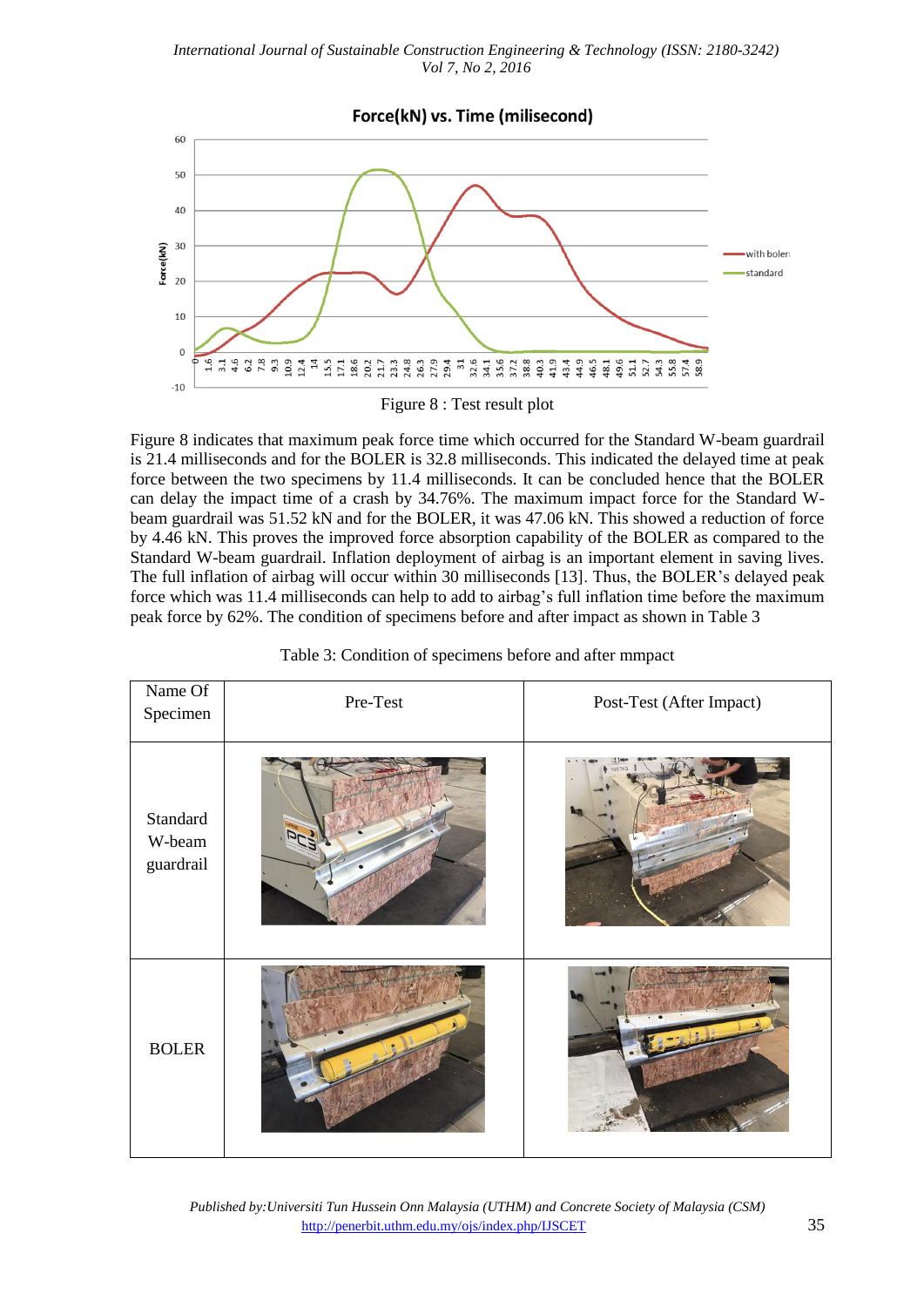Force(kN) vs. Time (milisecond)

Force(kN)

60
50
40
30
20
10
0
-10

0 1.6 3.1 4.6 6.2 7.8 9.3 10.9 12.4 14 15.5 17.1 18.6 20.2 21.7 23.3 24.8 26.3 27.9 29.4 31 32.6 34.1 35.6 37.2 38.8 40.3 41.9 43.4 44.9 46.5 48.1 49.6 51.1 52.7 54.3 55.8 57.4 58.9

with boler
standard

Figure 8 : Test result plot

Figure 8 indicates that maximum peak force time which occurred for the Standard W-beam guardrail is 21.4 milliseconds and for the BOLER is 32.8 milliseconds. This indicated the delayed time at peak force between the two specimens by 11.4 milliseconds. It can be concluded hence that the BOLER can delay the impact time of a crash by 34.76%. The maximum impact force for the Standard W-beam guardrail was 51.52 kN and for the BOLER, it was 47.06 kN. This showed a reduction of force by 4.46 kN. This proves the improved force absorption capability of the BOLER as compared to the Standard W-beam guardrail. Inflation deployment of airbag is an important element in saving lives. The full inflation of airbag will occur within 30 milliseconds [13]. Thus, the BOLER's delayed peak force which was 11.4 milliseconds can help to add to airbag's full inflation time before the maximum peak force by 62%. The condition of specimens before and after impact as shown in Table 3

Table 3: Condition of specimens before and after mmpact

| Name Of Specimen | Pre-Test | Post-Test (After Impact) |
|---|---|---|
| Standard W-beam guardrail | | |
| BOLER | | |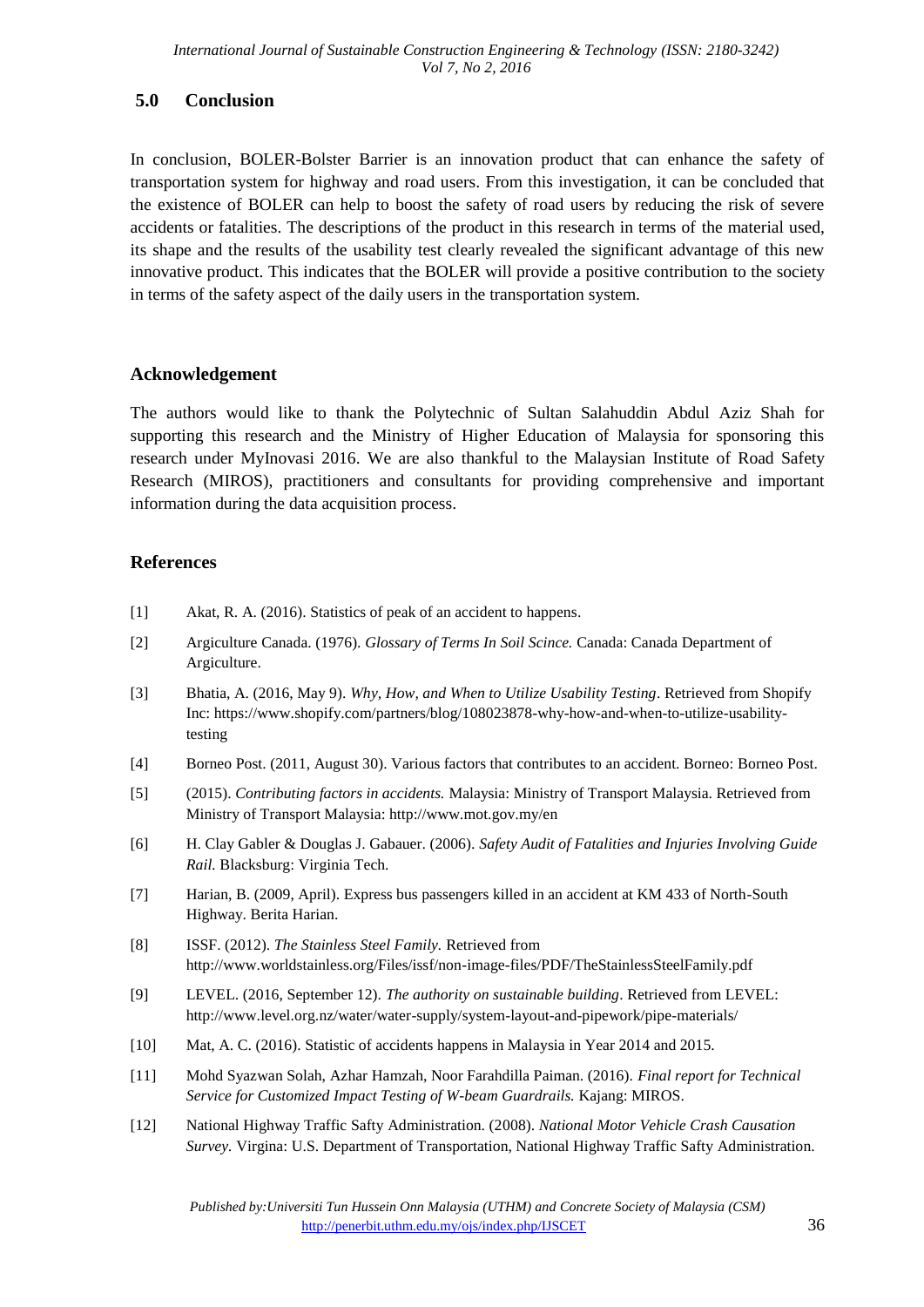## 5.0 Conclusion

In conclusion, BOLER-Bolster Barrier is an innovation product that can enhance the safety of transportation system for highway and road users. From this investigation, it can be concluded that the existence of BOLER can help to boost the safety of road users by reducing the risk of severe accidents or fatalities. The descriptions of the product in this research in terms of the material used, its shape and the results of the usability test clearly revealed the significant advantage of this new innovative product. This indicates that the BOLER will provide a positive contribution to the society in terms of the safety aspect of the daily users in the transportation system.

## Acknowledgement

The authors would like to thank the Polytechnic of Sultan Salahuddin Abdul Aziz Shah for supporting this research and the Ministry of Higher Education of Malaysia for sponsoring this research under MyInovasi 2016. We are also thankful to the Malaysian Institute of Road Safety Research (MIROS), practitioners and consultants for providing comprehensive and important information during the data acquisition process.

## References

[1] Akat, R. A. (2016). Statistics of peak of an accident to happens.

[2] Argiculture Canada. (1976). *Glossary of Terms In Soil Scince.* Canada: Canada Department of Argiculture.

[3] Bhatia, A. (2016, May 9). *Why, How, and When to Utilize Usability Testing*. Retrieved from Shopify Inc: https://www.shopify.com/partners/blog/108023878-why-how-and-when-to-utilize-usability-testing

[4] Borneo Post. (2011, August 30). Various factors that contributes to an accident. Borneo: Borneo Post.

[5] (2015). *Contributing factors in accidents.* Malaysia: Ministry of Transport Malaysia. Retrieved from Ministry of Transport Malaysia: http://www.mot.gov.my/en

[6] H. Clay Gabler & Douglas J. Gabauer. (2006). *Safety Audit of Fatalities and Injuries Involving Guide Rail.* Blacksburg: Virginia Tech.

[7] Harian, B. (2009, April). Express bus passengers killed in an accident at KM 433 of North-South Highway. Berita Harian.

[8] ISSF. (2012). *The Stainless Steel Family.* Retrieved from http://www.worldstainless.org/Files/issf/non-image-files/PDF/TheStainlessSteelFamily.pdf

[9] LEVEL. (2016, September 12). *The authority on sustainable building*. Retrieved from LEVEL: http://www.level.org.nz/water/water-supply/system-layout-and-pipework/pipe-materials/

[10] Mat, A. C. (2016). Statistic of accidents happens in Malaysia in Year 2014 and 2015.

[11] Mohd Syazwan Solah, Azhar Hamzah, Noor Farahdilla Paiman. (2016). *Final report for Technical Service for Customized Impact Testing of W-beam Guardrails.* Kajang: MIROS.

[12] National Highway Traffic Safty Administration. (2008). *National Motor Vehicle Crash Causation Survey.* Virgina: U.S. Department of Transportation, National Highway Traffic Safty Administration.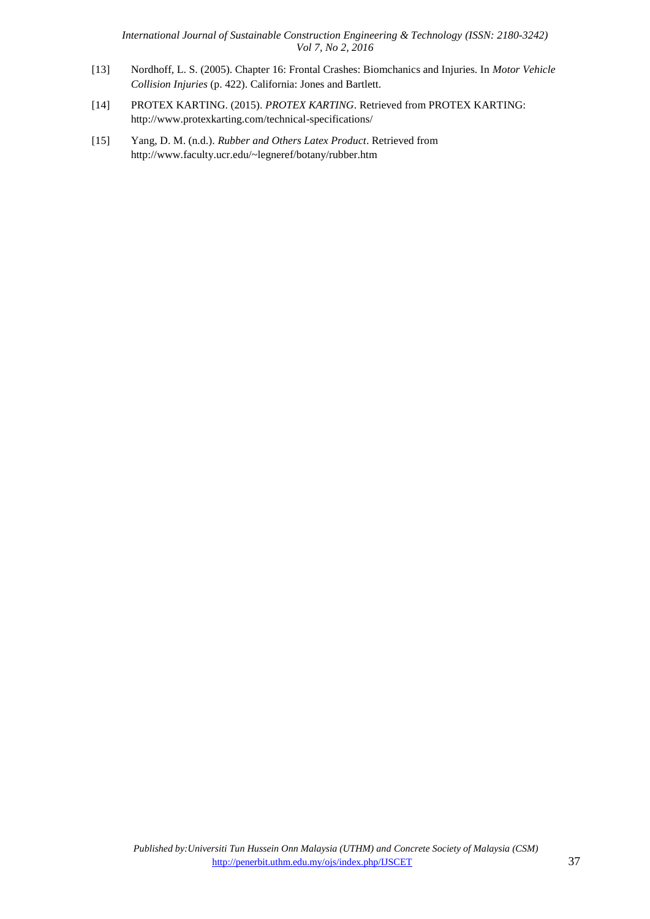[13] Nordhoff, L. S. (2005). Chapter 16: Frontal Crashes: Biomchanics and Injuries. In *Motor Vehicle Collision Injuries* (p. 422). California: Jones and Bartlett.

[14] PROTEX KARTING. (2015). *PROTEX KARTING*. Retrieved from PROTEX KARTING: http://www.protexkarting.com/technical-specifications/

[15] Yang, D. M. (n.d.). *Rubber and Others Latex Product*. Retrieved from http://www.faculty.ucr.edu/~legneref/botany/rubber.htm